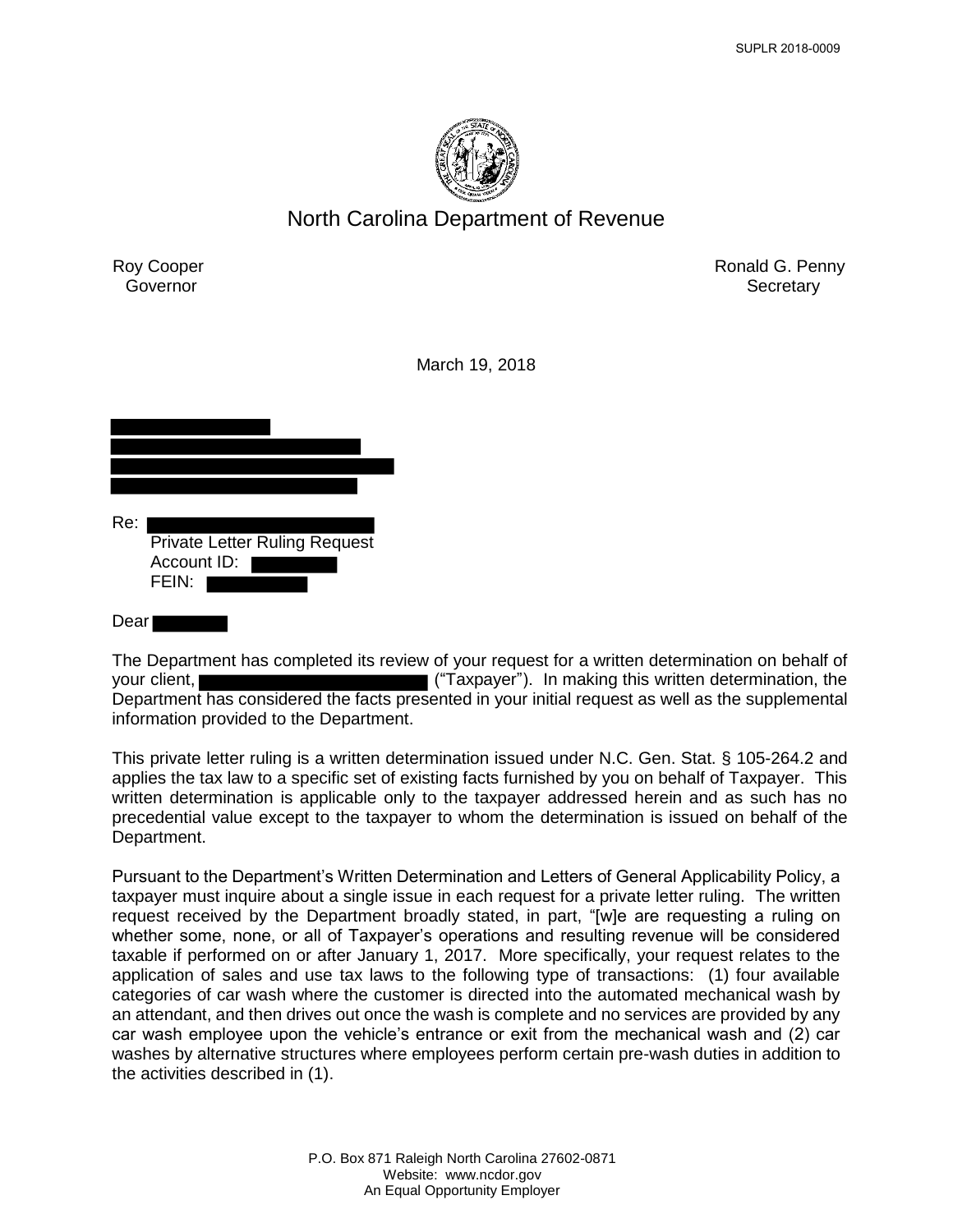SUPLR 2018-0009

# North Carolina Department of Revenue

Roy Cooper
Governor

Ronald G. Penny
Secretary

March 19, 2018

Re:
Private Letter Ruling Request
Account ID:
FEIN:

Dear

The Department has completed its review of your request for a written determination on behalf of your client, ("Taxpayer"). In making this written determination, the Department has considered the facts presented in your initial request as well as the supplemental information provided to the Department.

This private letter ruling is a written determination issued under N.C. Gen. Stat. § 105-264.2 and applies the tax law to a specific set of existing facts furnished by you on behalf of Taxpayer. This written determination is applicable only to the taxpayer addressed herein and as such has no precedential value except to the taxpayer to whom the determination is issued on behalf of the Department.

Pursuant to the Department's Written Determination and Letters of General Applicability Policy, a taxpayer must inquire about a single issue in each request for a private letter ruling. The written request received by the Department broadly stated, in part, "[w]e are requesting a ruling on whether some, none, or all of Taxpayer's operations and resulting revenue will be considered taxable if performed on or after January 1, 2017. More specifically, your request relates to the application of sales and use tax laws to the following type of transactions: (1) four available categories of car wash where the customer is directed into the automated mechanical wash by an attendant, and then drives out once the wash is complete and no services are provided by any car wash employee upon the vehicle's entrance or exit from the mechanical wash and (2) car washes by alternative structures where employees perform certain pre-wash duties in addition to the activities described in (1).

P.O. Box 871 Raleigh North Carolina 27602-0871
Website: www.ncdor.gov
An Equal Opportunity Employer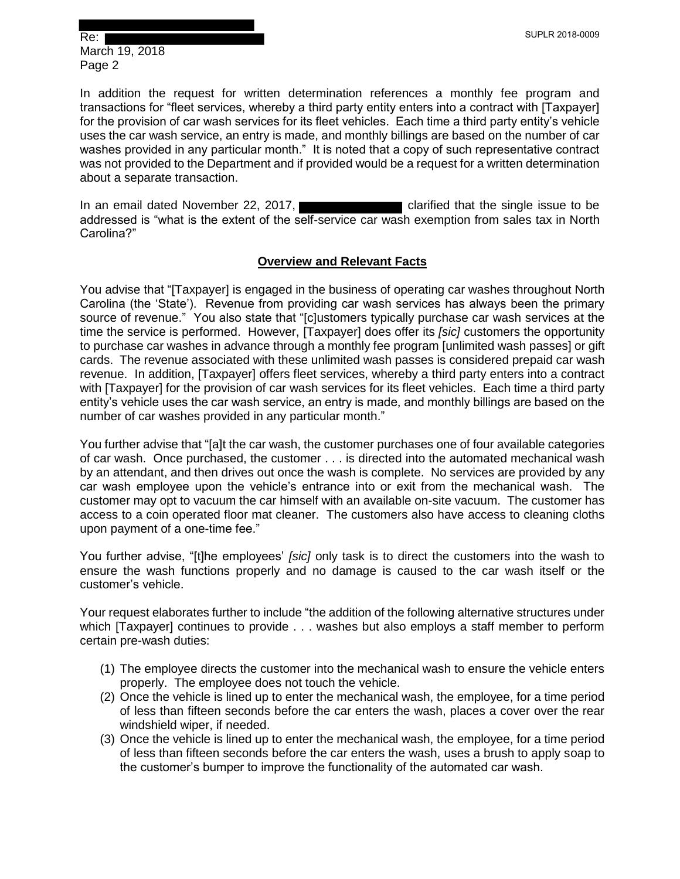In addition the request for written determination references a monthly fee program and transactions for "fleet services, whereby a third party entity enters into a contract with [Taxpayer] for the provision of car wash services for its fleet vehicles. Each time a third party entity's vehicle uses the car wash service, an entry is made, and monthly billings are based on the number of car washes provided in any particular month." It is noted that a copy of such representative contract was not provided to the Department and if provided would be a request for a written determination about a separate transaction.

In an email dated November 22, 2017, clarified that the single issue to be addressed is "what is the extent of the self-service car wash exemption from sales tax in North Carolina?"

## Overview and Relevant Facts

You advise that "[Taxpayer] is engaged in the business of operating car washes throughout North Carolina (the 'State'). Revenue from providing car wash services has always been the primary source of revenue." You also state that "[c]ustomers typically purchase car wash services at the time the service is performed. However, [Taxpayer] does offer its *[sic]* customers the opportunity to purchase car washes in advance through a monthly fee program [unlimited wash passes] or gift cards. The revenue associated with these unlimited wash passes is considered prepaid car wash revenue. In addition, [Taxpayer] offers fleet services, whereby a third party enters into a contract with [Taxpayer] for the provision of car wash services for its fleet vehicles. Each time a third party entity's vehicle uses the car wash service, an entry is made, and monthly billings are based on the number of car washes provided in any particular month."

You further advise that "[a]t the car wash, the customer purchases one of four available categories of car wash. Once purchased, the customer . . . is directed into the automated mechanical wash by an attendant, and then drives out once the wash is complete. No services are provided by any car wash employee upon the vehicle's entrance into or exit from the mechanical wash. The customer may opt to vacuum the car himself with an available on-site vacuum. The customer has access to a coin operated floor mat cleaner. The customers also have access to cleaning cloths upon payment of a one-time fee."

You further advise, "[t]he employees' *[sic]* only task is to direct the customers into the wash to ensure the wash functions properly and no damage is caused to the car wash itself or the customer's vehicle.

Your request elaborates further to include "the addition of the following alternative structures under which [Taxpayer] continues to provide . . . washes but also employs a staff member to perform certain pre-wash duties:

1. The employee directs the customer into the mechanical wash to ensure the vehicle enters properly. The employee does not touch the vehicle.
2. Once the vehicle is lined up to enter the mechanical wash, the employee, for a time period of less than fifteen seconds before the car enters the wash, places a cover over the rear windshield wiper, if needed.
3. Once the vehicle is lined up to enter the mechanical wash, the employee, for a time period of less than fifteen seconds before the car enters the wash, uses a brush to apply soap to the customer's bumper to improve the functionality of the automated car wash.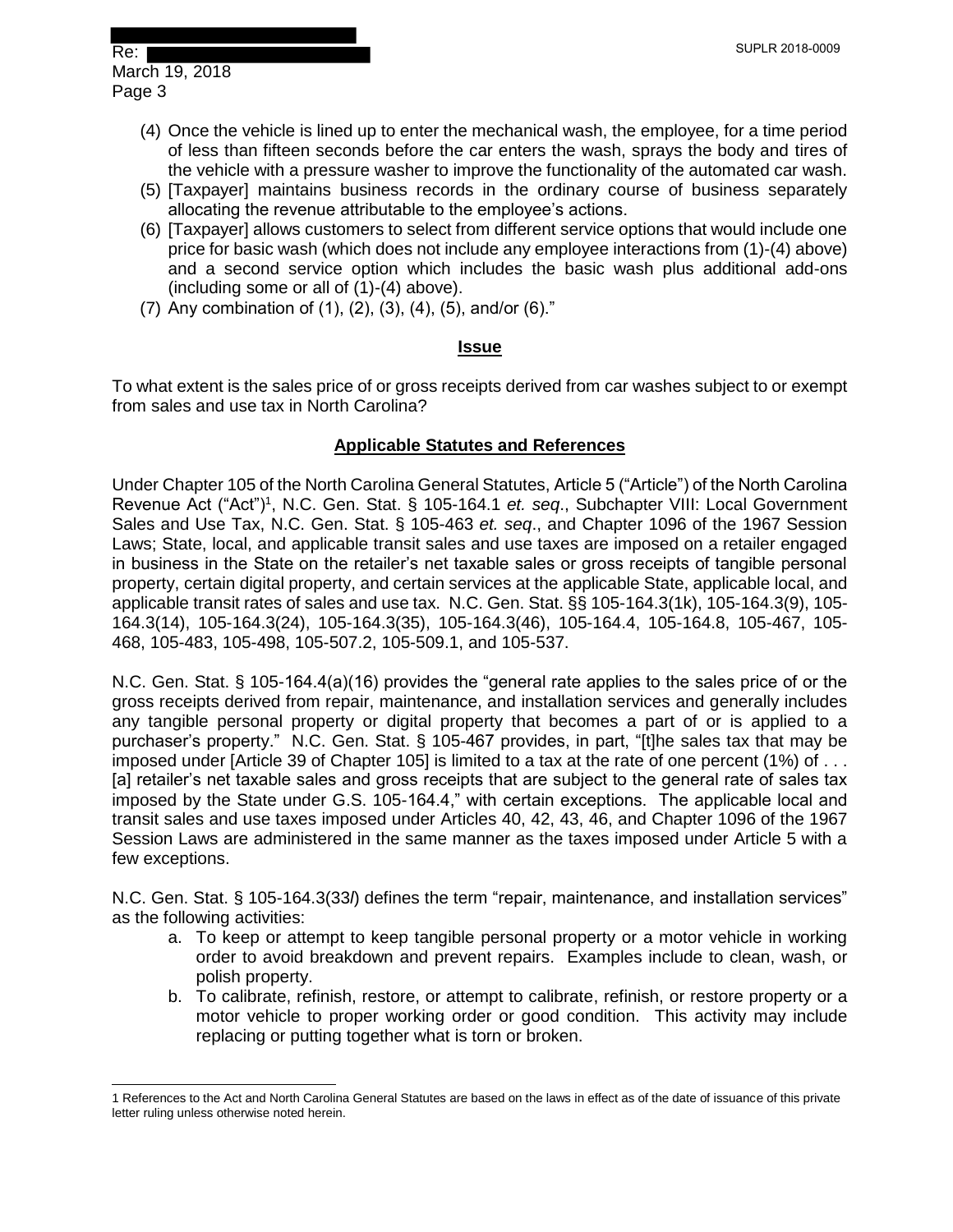(4) Once the vehicle is lined up to enter the mechanical wash, the employee, for a time period of less than fifteen seconds before the car enters the wash, sprays the body and tires of the vehicle with a pressure washer to improve the functionality of the automated car wash.

(5) [Taxpayer] maintains business records in the ordinary course of business separately allocating the revenue attributable to the employee's actions.

(6) [Taxpayer] allows customers to select from different service options that would include one price for basic wash (which does not include any employee interactions from (1)-(4) above) and a second service option which includes the basic wash plus additional add-ons (including some or all of (1)-(4) above).

(7) Any combination of (1), (2), (3), (4), (5), and/or (6)."

## Issue

To what extent is the sales price of or gross receipts derived from car washes subject to or exempt from sales and use tax in North Carolina?

## Applicable Statutes and References

Under Chapter 105 of the North Carolina General Statutes, Article 5 ("Article") of the North Carolina Revenue Act ("Act")[1], N.C. Gen. Stat. § 105-164.1 *et. seq*., Subchapter VIII: Local Government Sales and Use Tax, N.C. Gen. Stat. § 105-463 *et. seq*., and Chapter 1096 of the 1967 Session Laws; State, local, and applicable transit sales and use taxes are imposed on a retailer engaged in business in the State on the retailer's net taxable sales or gross receipts of tangible personal property, certain digital property, and certain services at the applicable State, applicable local, and applicable transit rates of sales and use tax. N.C. Gen. Stat. §§ 105-164.3(1k), 105-164.3(9), 105-164.3(14), 105-164.3(24), 105-164.3(35), 105-164.3(46), 105-164.4, 105-164.8, 105-467, 105-468, 105-483, 105-498, 105-507.2, 105-509.1, and 105-537.

N.C. Gen. Stat. § 105-164.4(a)(16) provides the "general rate applies to the sales price of or the gross receipts derived from repair, maintenance, and installation services and generally includes any tangible personal property or digital property that becomes a part of or is applied to a purchaser's property." N.C. Gen. Stat. § 105-467 provides, in part, "[t]he sales tax that may be imposed under [Article 39 of Chapter 105] is limited to a tax at the rate of one percent (1%) of . . . [a] retailer's net taxable sales and gross receipts that are subject to the general rate of sales tax imposed by the State under G.S. 105-164.4," with certain exceptions. The applicable local and transit sales and use taxes imposed under Articles 40, 42, 43, 46, and Chapter 1096 of the 1967 Session Laws are administered in the same manner as the taxes imposed under Article 5 with a few exceptions.

N.C. Gen. Stat. § 105-164.3(33*l*) defines the term "repair, maintenance, and installation services" as the following activities:

a. To keep or attempt to keep tangible personal property or a motor vehicle in working order to avoid breakdown and prevent repairs. Examples include to clean, wash, or polish property.

b. To calibrate, refinish, restore, or attempt to calibrate, refinish, or restore property or a motor vehicle to proper working order or good condition. This activity may include replacing or putting together what is torn or broken.

---

1 References to the Act and North Carolina General Statutes are based on the laws in effect as of the date of issuance of this private letter ruling unless otherwise noted herein.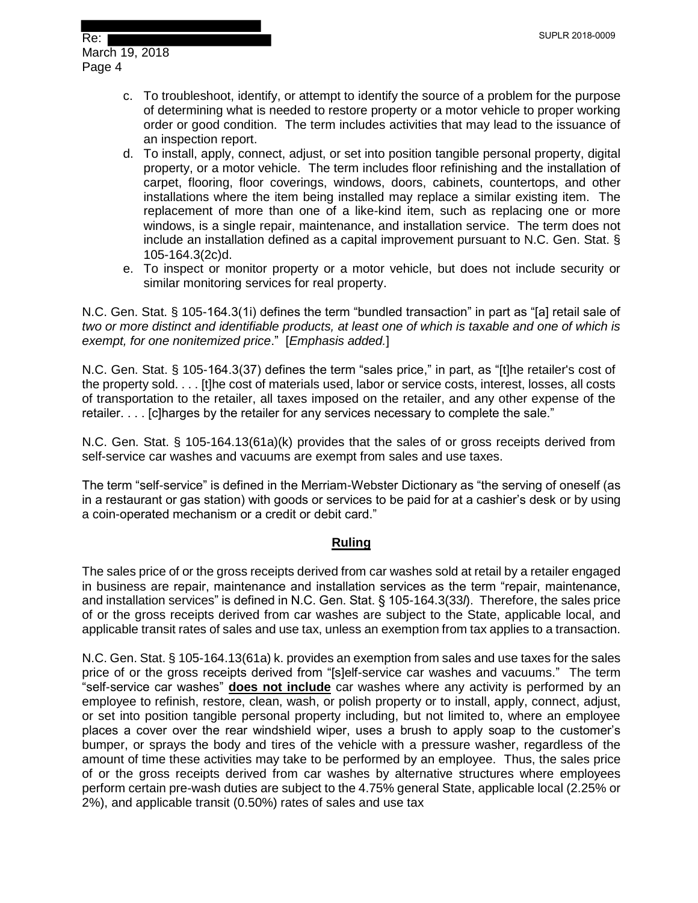c. To troubleshoot, identify, or attempt to identify the source of a problem for the purpose of determining what is needed to restore property or a motor vehicle to proper working order or good condition. The term includes activities that may lead to the issuance of an inspection report.

d. To install, apply, connect, adjust, or set into position tangible personal property, digital property, or a motor vehicle. The term includes floor refinishing and the installation of carpet, flooring, floor coverings, windows, doors, cabinets, countertops, and other installations where the item being installed may replace a similar existing item. The replacement of more than one of a like-kind item, such as replacing one or more windows, is a single repair, maintenance, and installation service. The term does not include an installation defined as a capital improvement pursuant to N.C. Gen. Stat. § 105-164.3(2c)d.

e. To inspect or monitor property or a motor vehicle, but does not include security or similar monitoring services for real property.

N.C. Gen. Stat. § 105-164.3(1i) defines the term "bundled transaction" in part as "[a] retail sale of *two or more distinct and identifiable products, at least one of which is taxable and one of which is exempt, for one nonitemized price*." [*Emphasis added.*]

N.C. Gen. Stat. § 105-164.3(37) defines the term "sales price," in part, as "[t]he retailer's cost of the property sold. . . . [t]he cost of materials used, labor or service costs, interest, losses, all costs of transportation to the retailer, all taxes imposed on the retailer, and any other expense of the retailer. . . . [c]harges by the retailer for any services necessary to complete the sale."

N.C. Gen. Stat. § 105-164.13(61a)(k) provides that the sales of or gross receipts derived from self-service car washes and vacuums are exempt from sales and use taxes.

The term "self-service" is defined in the Merriam-Webster Dictionary as "the serving of oneself (as in a restaurant or gas station) with goods or services to be paid for at a cashier's desk or by using a coin-operated mechanism or a credit or debit card."

## Ruling

The sales price of or the gross receipts derived from car washes sold at retail by a retailer engaged in business are repair, maintenance and installation services as the term "repair, maintenance, and installation services" is defined in N.C. Gen. Stat. § 105-164.3(33*l*). Therefore, the sales price of or the gross receipts derived from car washes are subject to the State, applicable local, and applicable transit rates of sales and use tax, unless an exemption from tax applies to a transaction.

N.C. Gen. Stat. § 105-164.13(61a) k. provides an exemption from sales and use taxes for the sales price of or the gross receipts derived from "[s]elf-service car washes and vacuums." The term "self-service car washes" **does not include** car washes where any activity is performed by an employee to refinish, restore, clean, wash, or polish property or to install, apply, connect, adjust, or set into position tangible personal property including, but not limited to, where an employee places a cover over the rear windshield wiper, uses a brush to apply soap to the customer's bumper, or sprays the body and tires of the vehicle with a pressure washer, regardless of the amount of time these activities may take to be performed by an employee. Thus, the sales price of or the gross receipts derived from car washes by alternative structures where employees perform certain pre-wash duties are subject to the 4.75% general State, applicable local (2.25% or 2%), and applicable transit (0.50%) rates of sales and use tax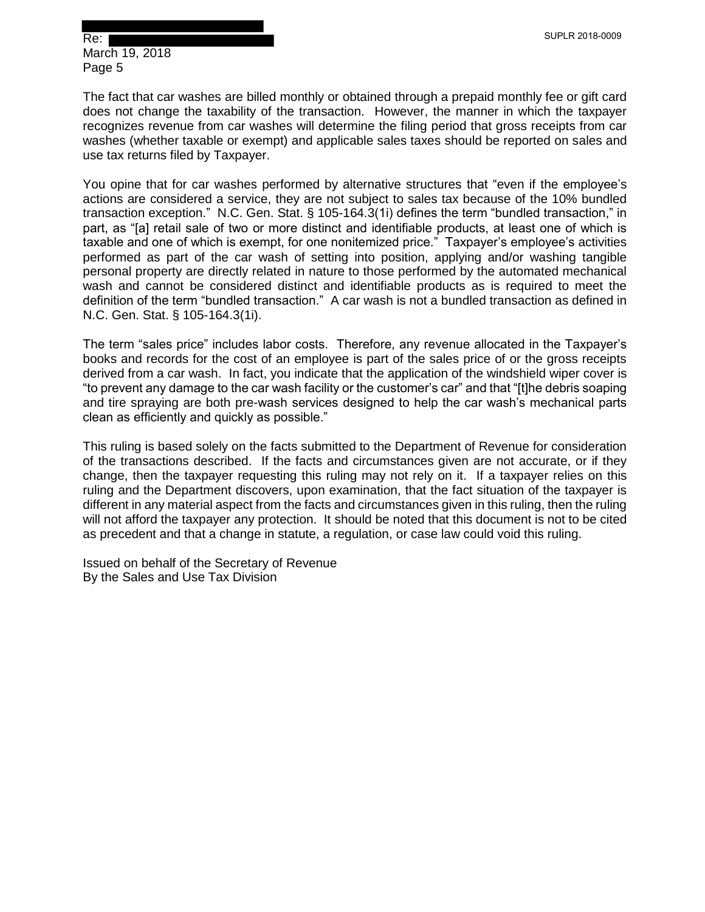The fact that car washes are billed monthly or obtained through a prepaid monthly fee or gift card does not change the taxability of the transaction. However, the manner in which the taxpayer recognizes revenue from car washes will determine the filing period that gross receipts from car washes (whether taxable or exempt) and applicable sales taxes should be reported on sales and use tax returns filed by Taxpayer.

You opine that for car washes performed by alternative structures that "even if the employee's actions are considered a service, they are not subject to sales tax because of the 10% bundled transaction exception." N.C. Gen. Stat. § 105-164.3(1i) defines the term "bundled transaction," in part, as "[a] retail sale of two or more distinct and identifiable products, at least one of which is taxable and one of which is exempt, for one nonitemized price." Taxpayer's employee's activities performed as part of the car wash of setting into position, applying and/or washing tangible personal property are directly related in nature to those performed by the automated mechanical wash and cannot be considered distinct and identifiable products as is required to meet the definition of the term "bundled transaction." A car wash is not a bundled transaction as defined in N.C. Gen. Stat. § 105-164.3(1i).

The term "sales price" includes labor costs. Therefore, any revenue allocated in the Taxpayer's books and records for the cost of an employee is part of the sales price of or the gross receipts derived from a car wash. In fact, you indicate that the application of the windshield wiper cover is "to prevent any damage to the car wash facility or the customer's car" and that "[t]he debris soaping and tire spraying are both pre-wash services designed to help the car wash's mechanical parts clean as efficiently and quickly as possible."

This ruling is based solely on the facts submitted to the Department of Revenue for consideration of the transactions described. If the facts and circumstances given are not accurate, or if they change, then the taxpayer requesting this ruling may not rely on it. If a taxpayer relies on this ruling and the Department discovers, upon examination, that the fact situation of the taxpayer is different in any material aspect from the facts and circumstances given in this ruling, then the ruling will not afford the taxpayer any protection. It should be noted that this document is not to be cited as precedent and that a change in statute, a regulation, or case law could void this ruling.

Issued on behalf of the Secretary of Revenue
By the Sales and Use Tax Division